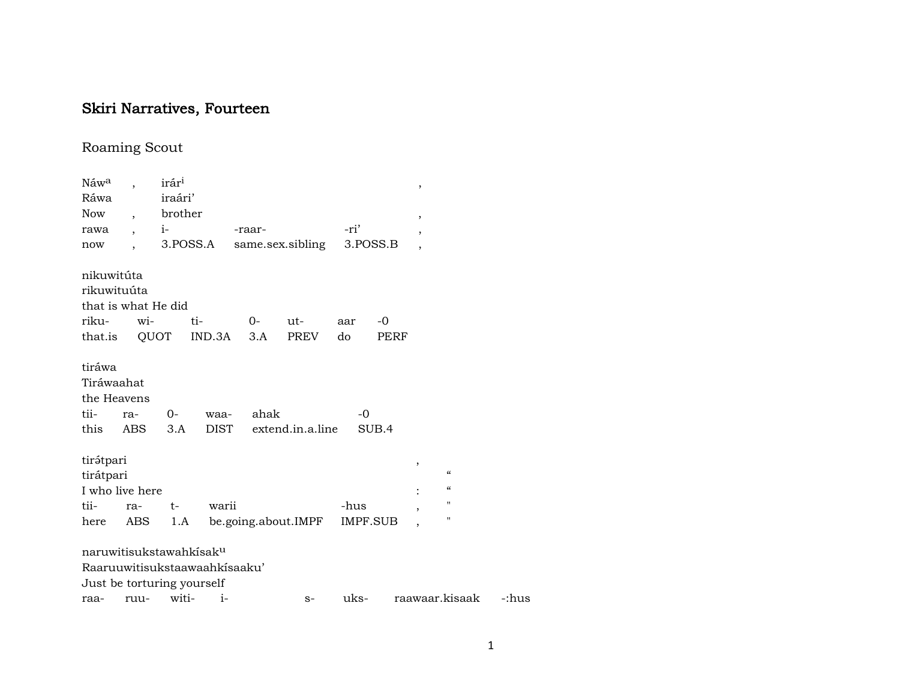# Skiri Narratives, Fourteen

## Roaming Scout

| Náwᵃ | , | irárⁱ | | | , |
|---|---|---|---|---|---|
| Ráwa | | iraári’ | | | |
| Now | , | brother | | | , |
| rawa | , | i- | -raar- | -ri’ | , |
| now | , | 3.POSS.A | same.sex.sibling | 3.POSS.B | , |

| nikuwitúta | | | | | | |
|---|---|---|---|---|---|---|
| rikuwituúta | | | | | | |
| that is what He did | | | | | | |
| riku- | wi- | ti- | 0- | ut- | aar | -0 |
| that.is | QUOT | IND.3A | 3.A | PREV | do | PERF |

| tiráwa | | | | | |
|---|---|---|---|---|---|
| Tiráwaahat | | | | | |
| the Heavens | | | | | |
| tii- | ra- | 0- | waa- | ahak | -0 |
| this | ABS | 3.A | DIST | extend.in.a.line | SUB.4 |

| tirə́tpari | | | | | , | |
|---|---|---|---|---|---|---|
| tirátpari | | | | | | “ |
| I who live here | | | | | : | “ |
| tii- | ra- | t- | warii | -hus | , | " |
| here | ABS | 1.A | be.going.about.IMPF | IMPF.SUB | , | " |

| naruwitisukstawahkísakᵘ | | | | | | | |
|---|---|---|---|---|---|---|---|
| Raaruuwitisukstaawaahkísaaku’ | | | | | | | |
| Just be torturing yourself | | | | | | | |
| raa- | ruu- | witi- | i- | s- | uks- | raawaar.kisaak | -:hus |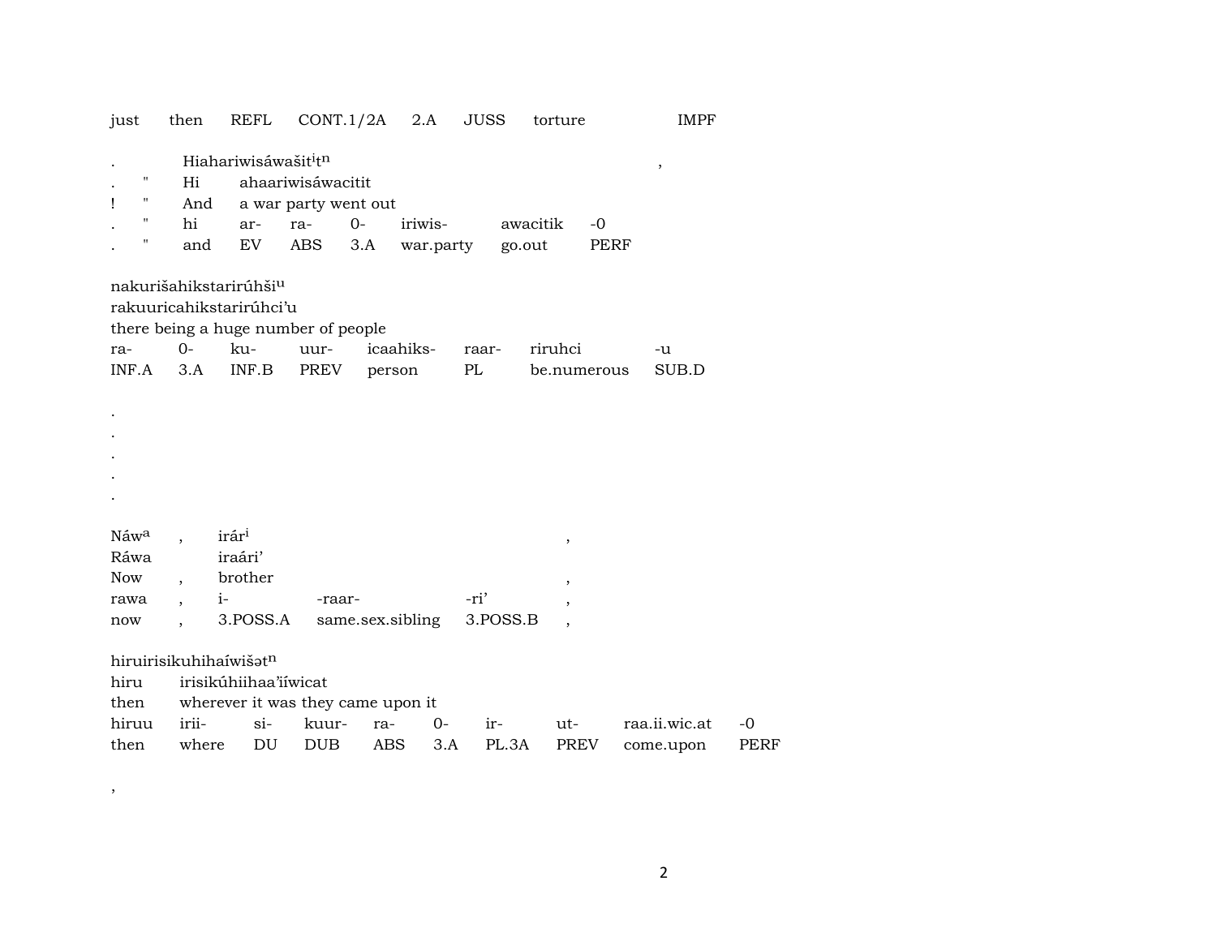just then REFL CONT.1/2A 2.A JUSS torture IMPF

. Hiahariwisáwašit$^{i}$t$^{n}$ ,
. " Hi ahaariwisáwacitit
! " And a war party went out
. " hi ar- ra- 0- iriwis- awacitik -0
. " and EV ABS 3.A war.party go.out PERF

nakurišahikstarirúhši$^{u}$
rakuuricahikstarirúhci'u
there being a huge number of people
ra- 0- ku- uur- icaahiks- raar- riruhci -u
INF.A 3.A INF.B PREV person PL be.numerous SUB.D

.
.
.
.
.

Náw$^{a}$ , irár$^{i}$ ,
Ráwa iraári'
Now , brother ,
rawa , i- -raar- -ri' ,
now , 3.POSS.A same.sex.sibling 3.POSS.B ,

hiruirisikuhihaíwišət$^{n}$
hiru irisikúhiihaa'iíwicat
then wherever it was they came upon it
hiruu irii- si- kuur- ra- 0- ir- ut- raa.ii.wic.at -0
then where DU DUB ABS 3.A PL.3A PREV come.upon PERF

,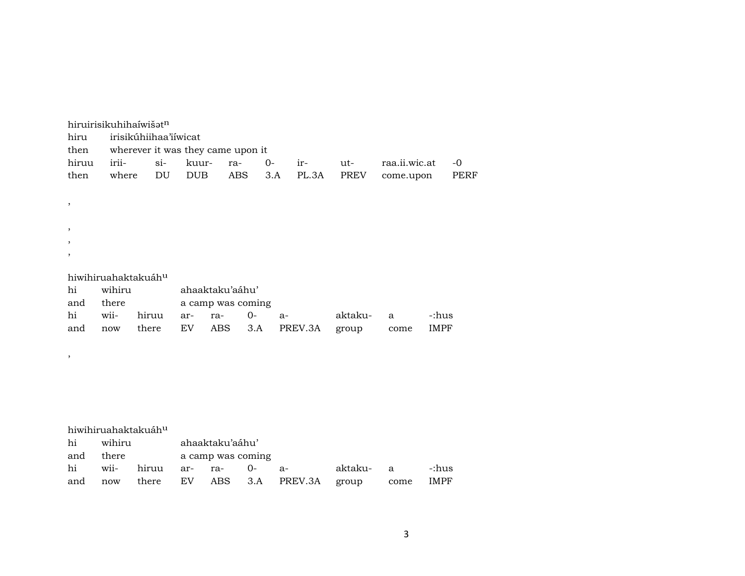hiruirisikuhihaíwišət$^{n}$

| hiru | irisikúhiihaa'iíwicat | | | | | | | | |
|---|---|---|---|---|---|---|---|---|---|
| then | wherever it was they came upon it | | | | | | | | |
| hiruu | irii- | si- | kuur- | ra- | 0- | ir- | ut- | raa.ii.wic.at | -0 |
| then | where | DU | DUB | ABS | 3.A | PL.3A | PREV | come.upon | PERF |

,

,
,
,

hiwihiruahaktakuáh$^{u}$

| hi | wihiru | | ahaaktaku'aáhu' | | | | | | |
|---|---|---|---|---|---|---|---|---|---|
| and | there | | a camp was coming | | | | | | |
| hi | wii- | hiruu | ar- | ra- | 0- | a- | aktaku- | a | -:hus |
| and | now | there | EV | ABS | 3.A | PREV.3A | group | come | IMPF |

,

hiwihiruahaktakuáh$^{u}$

| hi | wihiru | | ahaaktaku'aáhu' | | | | | | |
|---|---|---|---|---|---|---|---|---|---|
| and | there | | a camp was coming | | | | | | |
| hi | wii- | hiruu | ar- | ra- | 0- | a- | aktaku- | a | -:hus |
| and | now | there | EV | ABS | 3.A | PREV.3A | group | come | IMPF |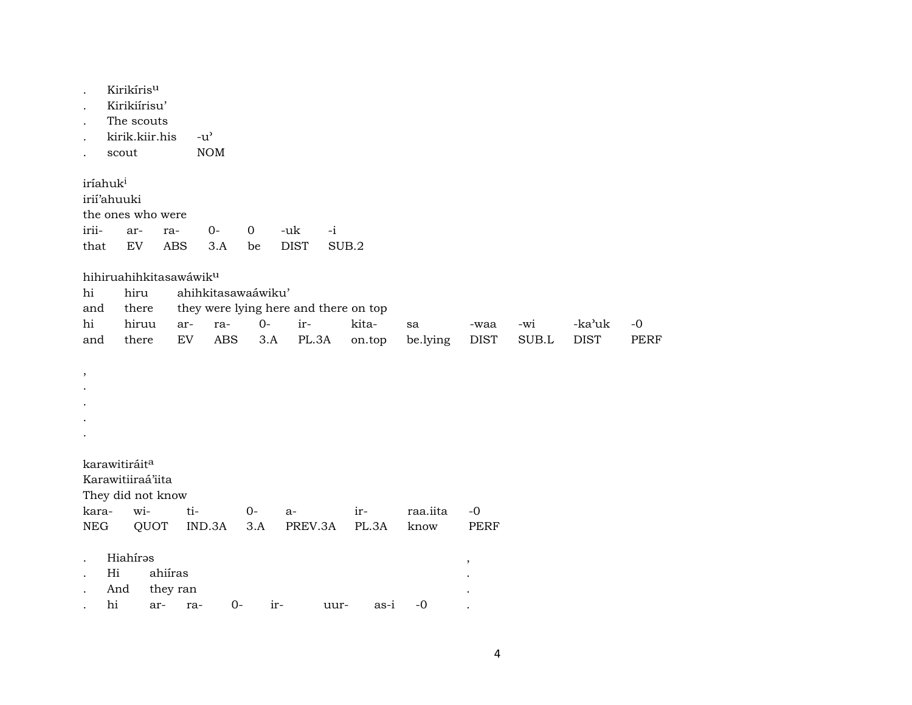. Kirikíris[u]
. Kirikiírisu’
. The scouts
. kirik.kiir.his -u’
. scout NOM

iríahuk[i]
irií’ahuuki
the ones who were

| irii- | ar- | ra- | 0- | 0 | -uk | -i |
|---|---|---|---|---|---|---|
| that | EV | ABS | 3.A | be | DIST | SUB.2 |

hihiruahihkitasawáwik[u]

| hi | hiru | ahihkitasawaáwiku’ | | | | | | | | | |
|---|---|---|---|---|---|---|---|---|---|---|---|
| and | there | they were lying here and there on top | | | | | | | | | |
| hi | hiruu | ar- | ra- | 0- | ir- | kita- | sa | -waa | -wi | -ka’uk | -0 |
| and | there | EV | ABS | 3.A | PL.3A | on.top | be.lying | DIST | SUB.L | DIST | PERF |

,
.
.
.
.

karawitiráit[a]
Karawitiiraá’iita
They did not know

| kara- | wi- | ti- | 0- | a- | ir- | raa.iita | -0 |
|---|---|---|---|---|---|---|---|
| NEG | QUOT | IND.3A | 3.A | PREV.3A | PL.3A | know | PERF |

| . | Hiahírəs | | | | | | | ,|
|---|---|---|---|---|---|---|---|---|
| . | Hi | ahiíras | | | | | | . |
| . | And | they ran | | | | | | . |
| . | hi | ar- | ra- | 0- | ir- | uur- | as-i | -0 . |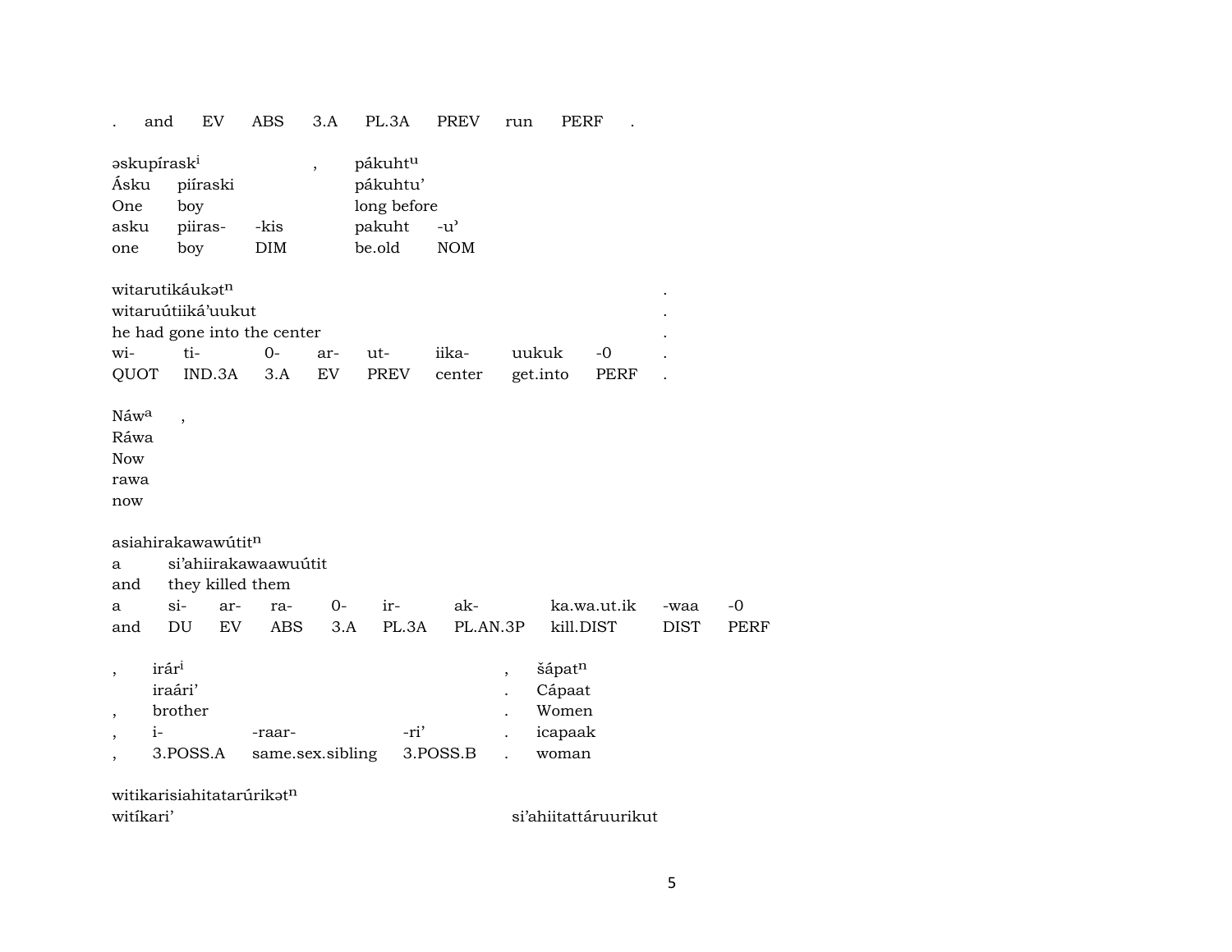| . | and | EV | ABS | 3.A | PL.3A | PREV | run | PERF | . |
|---|---|---|---|---|---|---|---|---|---|

| əskupírask[i] | | | , | pákuht[u] | |
|---|---|---|---|---|---|
| Ásku | piíraski | | | pákuhtu’ | |
| One | boy | | | long before | |
| asku | piiras- | -kis | | pakuht | -u’ |
| one | boy | DIM | | be.old | NOM |

| witarutikáukət[n] | | | | | | | | . |
|---|---|---|---|---|---|---|---|---|
| witaruútiiká’uukut | | | | | | | | . |
| he had gone into the center | | | | | | | | . |
| wi- | ti- | 0- | ar- | ut- | iika- | uukuk | -0 | . |
| QUOT | IND.3A | 3.A | EV | PREV | center | get.into | PERF | . |

| Náw[a] | , |
|---|---|
| Ráwa | |
| Now | |
| rawa | |
| now | |

| asiahirakawawútit[n] | | | | | | | | | |
|---|---|---|---|---|---|---|---|---|---|
| a | si’ahiirakawaawuútit | | | | | | | | |
| and | they killed them | | | | | | | | |
| a | si- | ar- | ra- | 0- | ir- | ak- | ka.wa.ut.ik | -waa | -0 |
| and | DU | EV | ABS | 3.A | PL.3A | PL.AN.3P | kill.DIST | DIST | PERF |

| , | irár[i] | | | , | šápat[n] |
|---|---|---|---|---|---|
| | iraári’ | | | . | Cápaat |
| , | brother | | | . | Women |
| , | i- | -raar- | -ri’ | . | icapaak |
| , | 3.POSS.A | same.sex.sibling | 3.POSS.B | . | woman |

| witikarisiahitatarúrikət[n] | |
|---|---|
| witíkari’ | si’ahiitattáruurikut |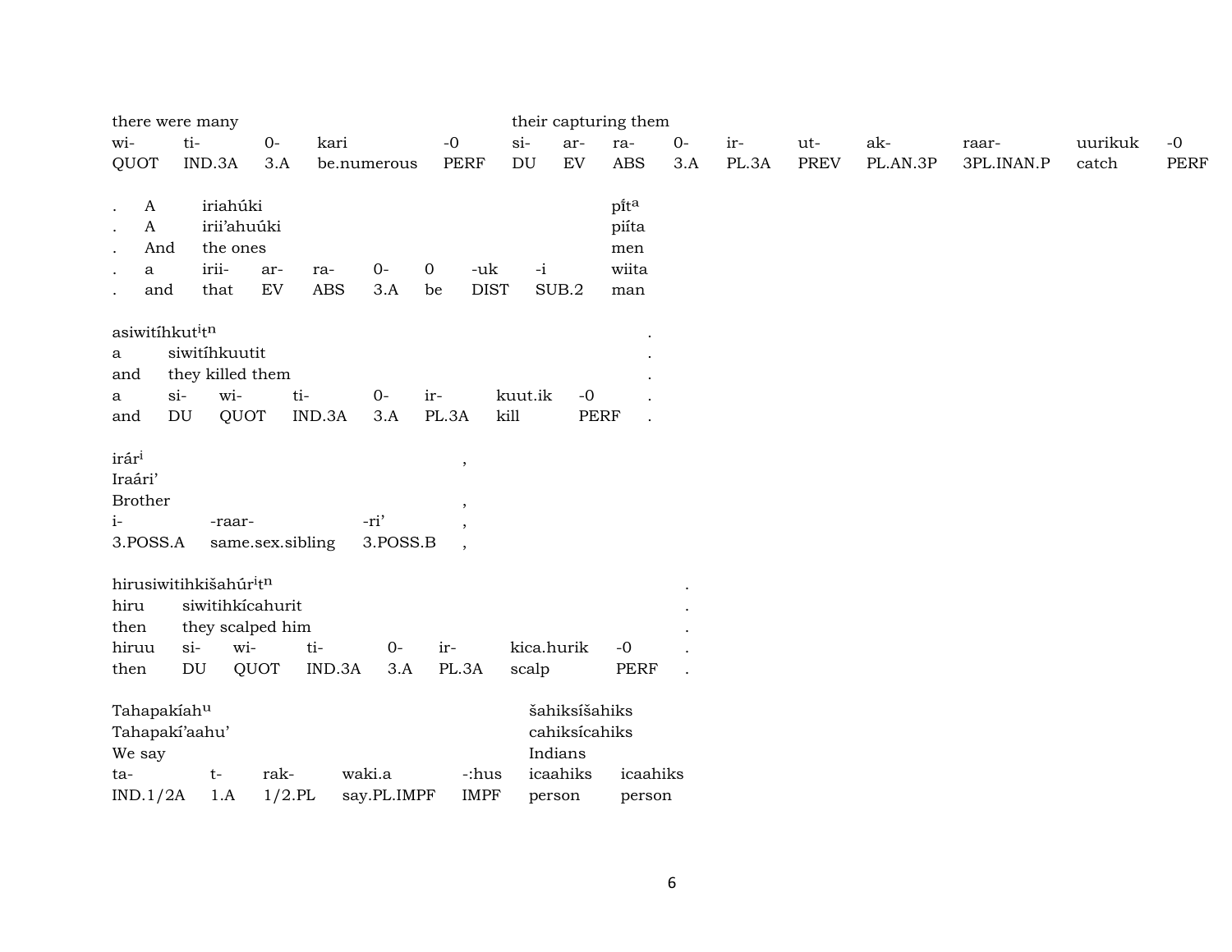| there were many | | | | | their capturing them | | | | | | | | | | |
|---|---|---|---|---|---|---|---|---|---|---|---|---|---|---|---|
| wi- | ti- | 0- | kari | -0 | si- | ar- | ra- | 0- | ir- | ut- | ak- | raar- | uurikuk | -0 |
| QUOT | IND.3A | 3.A | be.numerous | PERF | DU | EV | ABS | 3.A | PL.3A | PREV | PL.AN.3P | 3PL.INAN.P | catch | PERF |

| . | A | iriahúki | | | | | | | pítᵃ |
|---|---|---|---|---|---|---|---|---|---|
| . | A | irii'ahuúki | | | | | | | piíta |
| . | And | the ones | | | | | | | men |
| . | a | irii- | ar- | ra- | 0- | 0 | -uk | -i | wiita |
| . | and | that | EV | ABS | 3.A | be | DIST | SUB.2 | man |

| asiwitíhkutⁱtⁿ | | | | | | | | . |
|---|---|---|---|---|---|---|---|---|
| a | siwitíhkuutit | | | | | | | . |
| and | they killed them | | | | | | | . |
| a | si- | wi- | ti- | 0- | ir- | kuut.ik | -0 | . |
| and | DU | QUOT | IND.3A | 3.A | PL.3A | kill | PERF | . |

| irárⁱ | | | , |
|---|---|---|---|
| Iraári' | | | |
| Brother | | | , |
| i- | -raar- | -ri' | , |
| 3.POSS.A | same.sex.sibling | 3.POSS.B | , |

| hirusiwitihkišahúrⁱtⁿ | | | | | | | | . |
|---|---|---|---|---|---|---|---|---|
| hiru | siwitihkícahurit | | | | | | | . |
| then | they scalped him | | | | | | | . |
| hiruu | si- | wi- | ti- | 0- | ir- | kica.hurik | -0 | . |
| then | DU | QUOT | IND.3A | 3.A | PL.3A | scalp | PERF | . |

| Tahapakíahᵘ | | | | | šahiksíšahiks | |
|---|---|---|---|---|---|---|
| Tahapakí'aahu' | | | | | cahiksícahiks | |
| We say | | | | | Indians | |
| ta- | t- | rak- | waki.a | -:hus | icaahiks | icaahiks |
| IND.1/2A | 1.A | 1/2.PL | say.PL.IMPF | IMPF | person | person |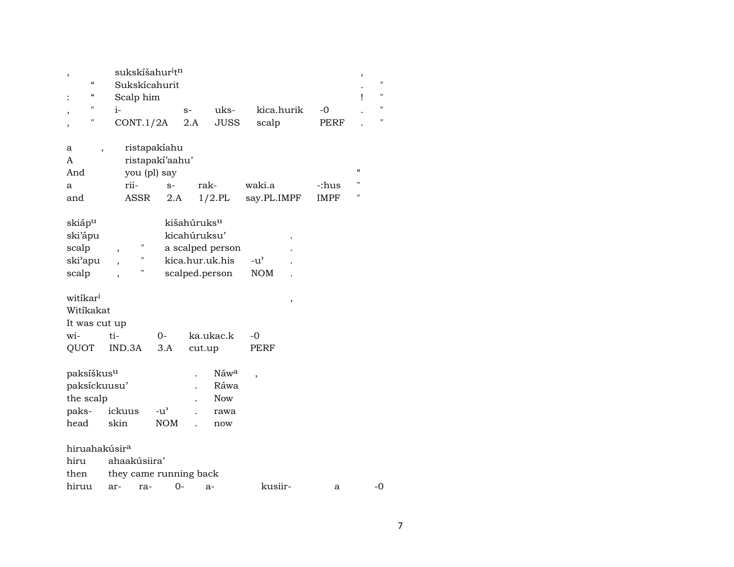| , | | sukskíšahur[i]t[n] | | | | | , | |
|---|---|---|---|---|---|---|---|---|
| | “ | Sukskícahurit | | | | | . | " |
| : | “ | Scalp him | | | | | ! | " |
| , | " | i- | s- | uks- | kica.hurik | -0 | . | " |
| , | " | CONT.1/2A | 2.A | JUSS | scalp | PERF | . | " |

| a | , | ristapakíahu | | | | | |
|---|---|---|---|---|---|---|---|
| A | | ristapakí’aahu’ | | | | | |
| And | | you (pl) say | | | | | “ |
| a | | rii- | s- | rak- | waki.a | -:hus | " |
| and | | ASSR | 2.A | 1/2.PL | say.PL.IMPF | IMPF | " |

| skiáp[u] | | | kišahúruks[u] | | |
|---|---|---|---|---|---|
| ski’ápu | | | kicahúruksu’ | | . |
| scalp | , | " | a scalped person | | . |
| ski’apu | , | " | kica.hur.uk.his | -u’ | . |
| scalp | , | " | scalped.person | NOM | . |

| witíkar[i] | | | | | , |
|---|---|---|---|---|---|
| Witíkakat | | | | | |
| It was cut up | | | | | |
| wi- | ti- | 0- | ka.ukac.k | -0 | |
| QUOT | IND.3A | 3.A | cut.up | PERF | |

| paksíškus[u] | | | . | Náw[a] | , |
|---|---|---|---|---|---|
| paksíckuusu’ | | | . | Ráwa | |
| the scalp | | | . | Now | |
| paks- | ickuus | -u’ | . | rawa | |
| head | skin | NOM | . | now | |

| hiruahakúsir[a] | | | | | | | |
|---|---|---|---|---|---|---|---|
| hiru | ahaakúsiira’ | | | | | | |
| then | they came running back | | | | | | |
| hiruu | ar- | ra- | 0- | a- | kusiir- | a | -0 |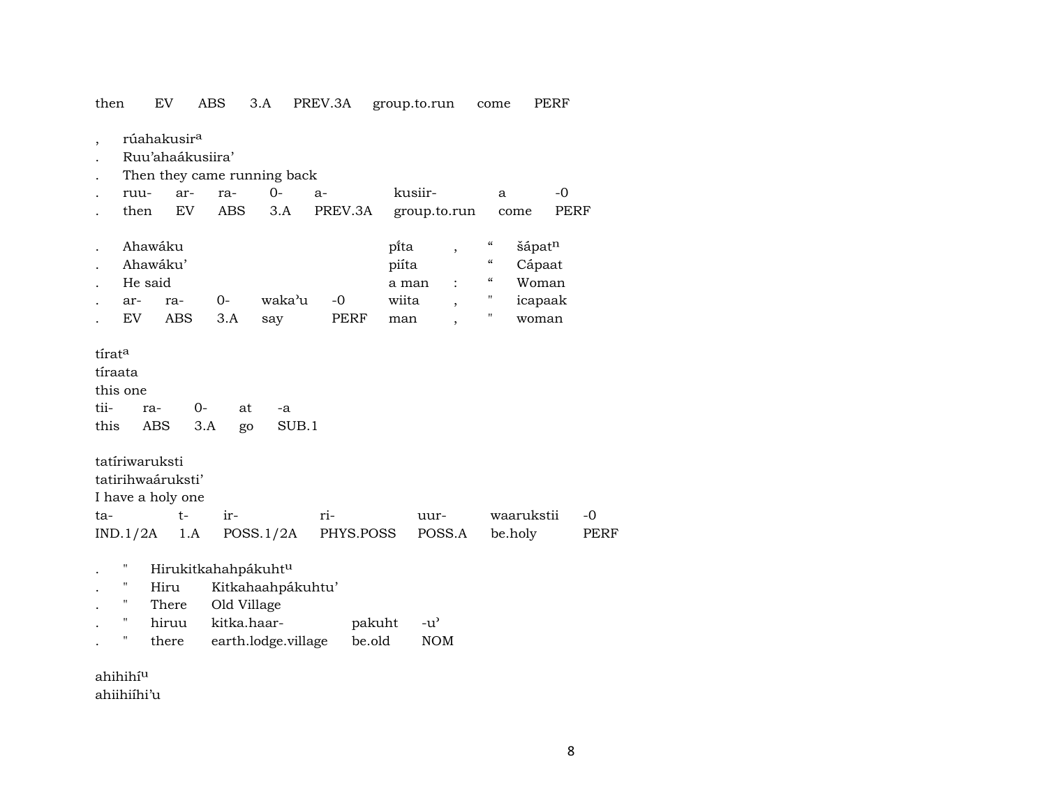then EV ABS 3.A PREV.3A group.to.run come PERF

, rúahakusir[a]
. Ruu'ahaákusiira'
. Then they came running back
. ruu- ar- ra- 0- a- kusiir- a -0
. then EV ABS 3.A PREV.3A group.to.run come PERF

. Ahawáku pi̍ta , " šápat[n]
. Ahawáku' piíta " Cápaat
. He said a man : " Woman
. ar- ra- 0- waka'u -0 wiita , " icapaak
. EV ABS 3.A say PERF man , " woman

tírat[a]
tíraata
this one
tii- ra- 0- at -a
this ABS 3.A go SUB.1

tatíriwaruksti
tatirihwaáruksti'
I have a holy one
ta- t- ir- ri- uur- waarukstii -0
IND.1/2A 1.A POSS.1/2A PHYS.POSS POSS.A be.holy PERF

. " Hirukitkahahpákuht[u]
. " Hiru Kitkahaahpákuhtu'
. " There Old Village
. " hiruu kitka.haar- pakuht -u'
. " there earth.lodge.village be.old NOM

ahihihí[u]
ahiihiíhi'u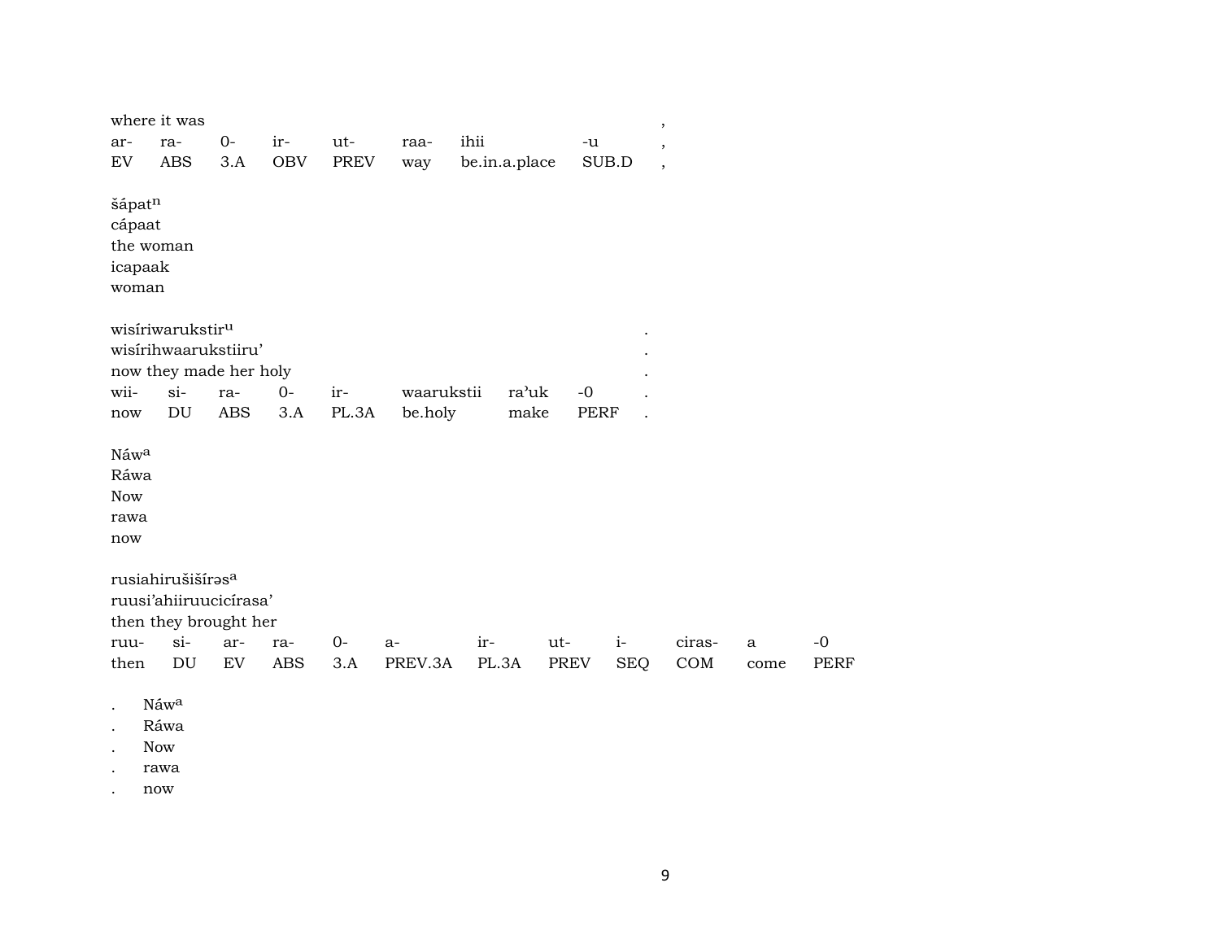where it was ,

| ar- | ra- | 0- | ir- | ut- | raa- | ihii | -u | , |
|---|---|---|---|---|---|---|---|---|
| EV | ABS | 3.A | OBV | PREV | way | be.in.a.place | SUB.D | , |

šápat[n]
cápaat
the woman
icapaak
woman

wisíriwarukstir[u] .
wisírihwaarukstiiru' .
now they made her holy .

| wii- | si- | ra- | 0- | ir- | waarukstii | ra'uk | -0 | . |
|---|---|---|---|---|---|---|---|---|
| now | DU | ABS | 3.A | PL.3A | be.holy | make | PERF | . |

Náw[a]
Ráwa
Now
rawa
now

rusiahirušišírəs[a]
ruusi'ahiiruucicírasa'
then they brought her

| ruu- | si- | ar- | ra- | 0- | a- | ir- | ut- | i- | ciras- | a | -0 |
|---|---|---|---|---|---|---|---|---|---|---|---|
| then | DU | EV | ABS | 3.A | PREV.3A | PL.3A | PREV | SEQ | COM | come | PERF |

. Náw[a]
. Ráwa
. Now
. rawa
. now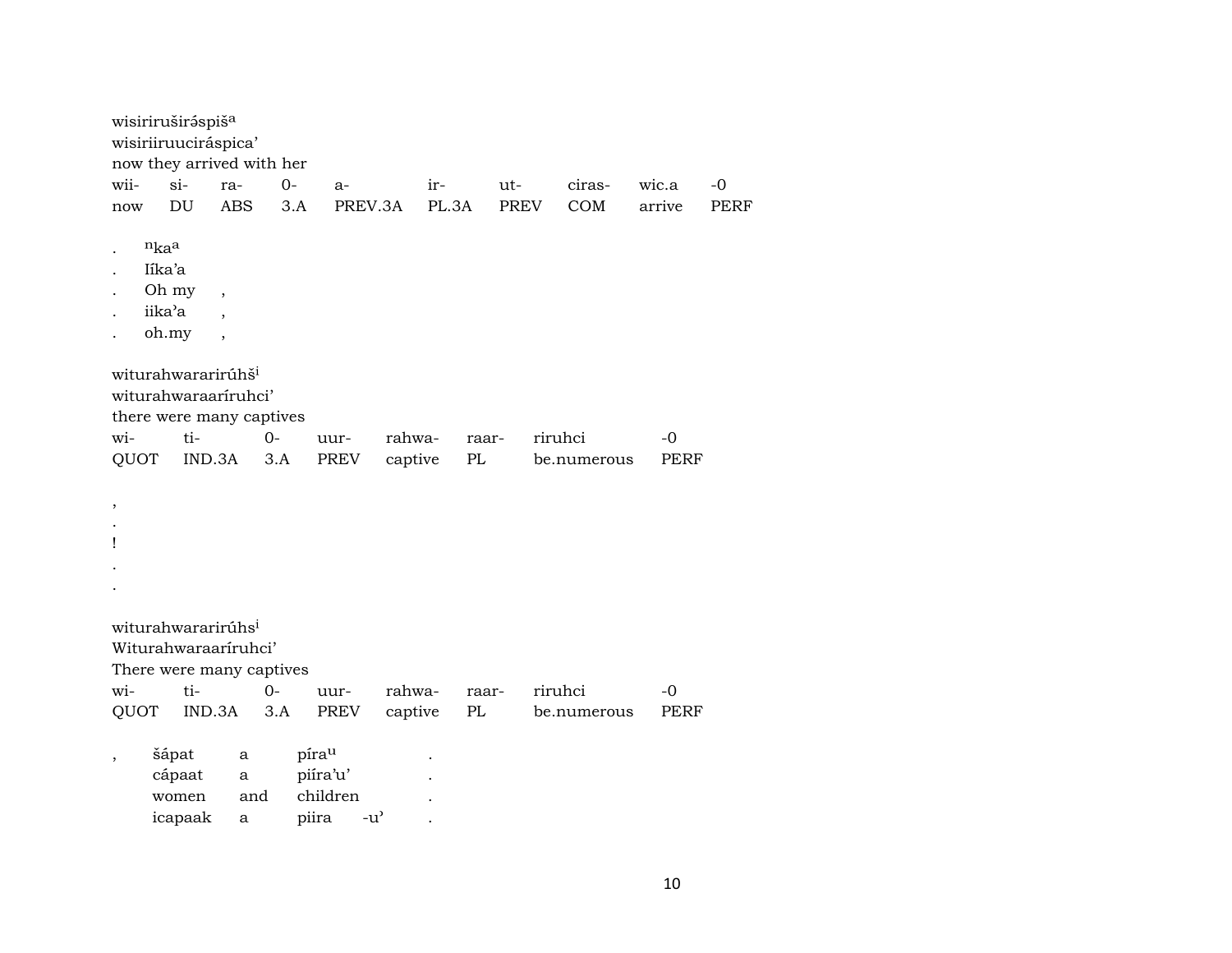wisiriruširə́spiš^a
wisiriiruuciráspica'
now they arrived with her

| wii- | si- | ra- | 0- | a- | ir- | ut- | ciras- | wic.a | -0 |
|---|---|---|---|---|---|---|---|---|---|
| now | DU | ABS | 3.A | PREV.3A | PL.3A | PREV | COM | arrive | PERF |

| . | ⁿka^a | |
|---|---|---|
| . | Iíka'a | |
| . | Oh my | , |
| . | iika'a | , |
| . | oh.my | , |

witurahwararirúhš^i
witurahwaraaríruhci'
there were many captives

| wi- | ti- | 0- | uur- | rahwa- | raar- | riruhci | -0 |
|---|---|---|---|---|---|---|---|
| QUOT | IND.3A | 3.A | PREV | captive | PL | be.numerous | PERF |

,
.
!
.
.

witurahwararirúhs^i
Witurahwaraaríruhci'
There were many captives

| wi- | ti- | 0- | uur- | rahwa- | raar- | riruhci | -0 |
|---|---|---|---|---|---|---|---|
| QUOT | IND.3A | 3.A | PREV | captive | PL | be.numerous | PERF |

| , | šápat | a | píra^u | | . |
|---|---|---|---|---|---|
| | cápaat | a | piíra'u' | | . |
| | women | and | children | | . |
| | icapaak | a | piira | -u' | . |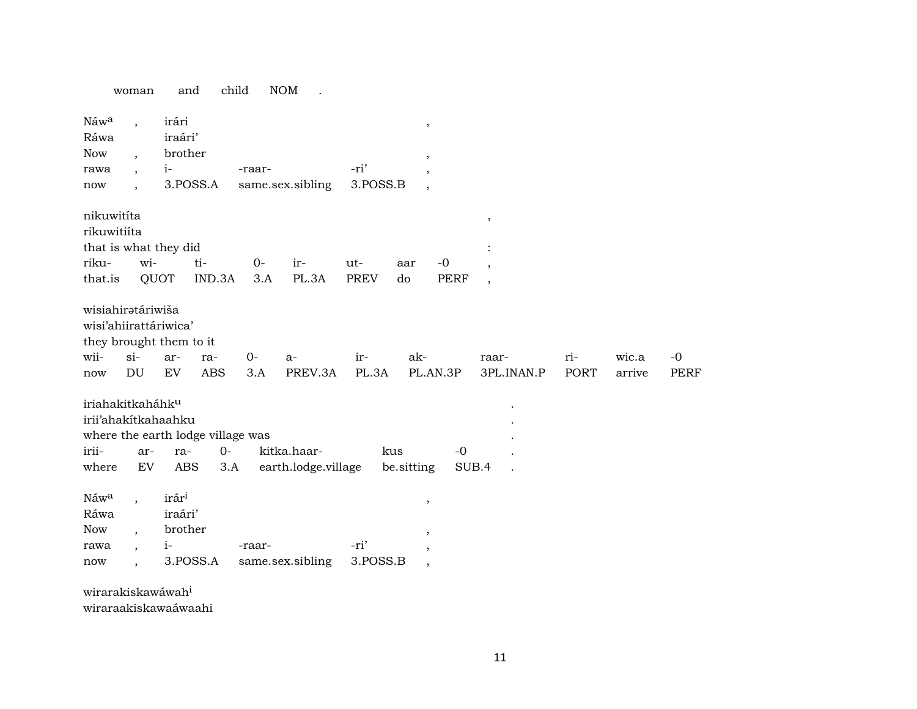woman and child NOM .

| Náw[a] | , | irári | | | , |
|---|---|---|---|---|---|
| Ráwa | | iraári’ | | | |
| Now | , | brother | | | , |
| rawa | , | i- | -raar- | -ri’ | , |
| now | , | 3.POSS.A | same.sex.sibling | 3.POSS.B | , |

| nikuwitíta | | | | | | | | , |
|---|---|---|---|---|---|---|---|---|
| rikuwitiíta | | | | | | | | |
| that is what they did | | | | | | | | : |
| riku- | wi- | ti- | 0- | ir- | ut- | aar | -0 | , |
| that.is | QUOT | IND.3A | 3.A | PL.3A | PREV | do | PERF | , |

| wisiahirətáriwiša | | | | | | | | | | | |
|---|---|---|---|---|---|---|---|---|---|---|---|
| wisi’ahiirattáriwica’ | | | | | | | | | | | |
| they brought them to it | | | | | | | | | | | |
| wii- | si- | ar- | ra- | 0- | a- | ir- | ak- | raar- | ri- | wic.a | -0 |
| now | DU | EV | ABS | 3.A | PREV.3A | PL.3A | PL.AN.3P | 3PL.INAN.P | PORT | arrive | PERF |

| iriahakitkahánk[u] | | | | | | | . |
|---|---|---|---|---|---|---|---|
| irii’ahakítkahaahku | | | | | | | . |
| where the earth lodge village was | | | | | | | . |
| irii- | ar- | ra- | 0- | kitka.haar- | kus | -0 | . |
| where | EV | ABS | 3.A | earth.lodge.village | be.sitting | SUB.4 | . |

| Náw[a] | , | irár[i] | | | , |
|---|---|---|---|---|---|
| Ráwa | | iraári’ | | | |
| Now | , | brother | | | , |
| rawa | , | i- | -raar- | -ri’ | , |
| now | , | 3.POSS.A | same.sex.sibling | 3.POSS.B | , |

wirarakiskawáwah[i]
wiraraakiskawaáwaahi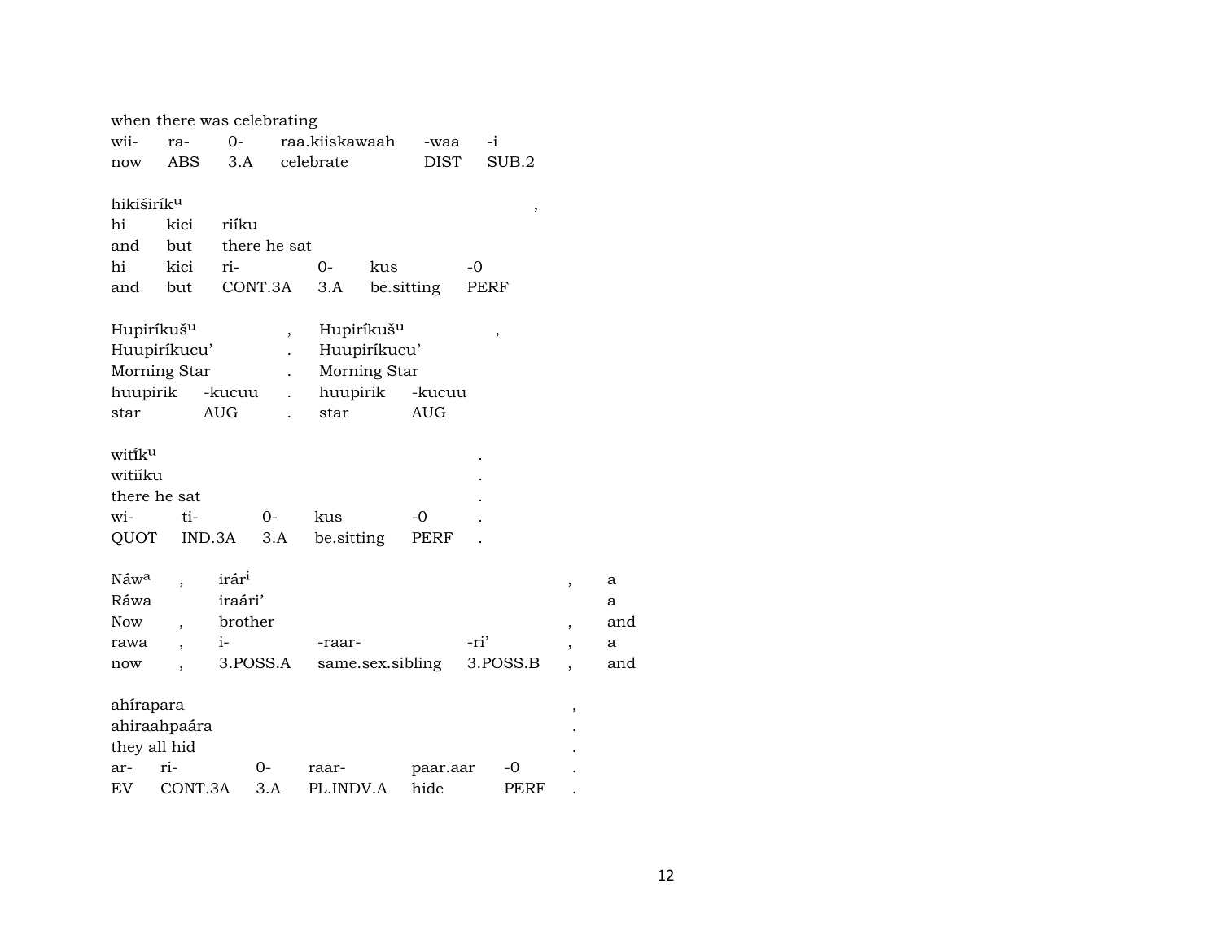when there was celebrating

| wii- | ra- | 0- | raa.kiiskawaah | -waa | -i |
|---|---|---|---|---|---|
| now | ABS | 3.A | celebrate | DIST | SUB.2 |

hikiširík^u ,

| hi | kici | riíku | | | |
|---|---|---|---|---|---|
| and | but | there he sat | | | |
| hi | kici | ri- | 0- | kus | -0 |
| and | but | CONT.3A | 3.A | be.sitting | PERF |

| Hupiríkuš^u | | , | Hupiríkuš^u | | , |
|---|---|---|---|---|---|
| Huupiríkucu’ | | . | Huupiríkucu’ | | |
| Morning Star | | . | Morning Star | | |
| huupirik | -kucuu | . | huupirik | -kucuu | |
| star | AUG | . | star | AUG | |

witî́k^u .

| witiíku | | | | | . |
|---|---|---|---|---|---|
| there he sat | | | | | . |
| wi- | ti- | 0- | kus | -0 | . |
| QUOT | IND.3A | 3.A | be.sitting | PERF | . |

| Náw^a | , | irár^i | | | , | a |
|---|---|---|---|---|---|---|
| Ráwa | | iraári’ | | | | a |
| Now | , | brother | | | , | and |
| rawa | , | i- | -raar- | -ri’ | , | a |
| now | , | 3.POSS.A | same.sex.sibling | 3.POSS.B | , | and |

ahírapara ,

| ahiraahpaára | | | | | | . |
|---|---|---|---|---|---|---|
| they all hid | | | | | | . |
| ar- | ri- | 0- | raar- | paar.aar | -0 | . |
| EV | CONT.3A | 3.A | PL.INDV.A | hide | PERF | . |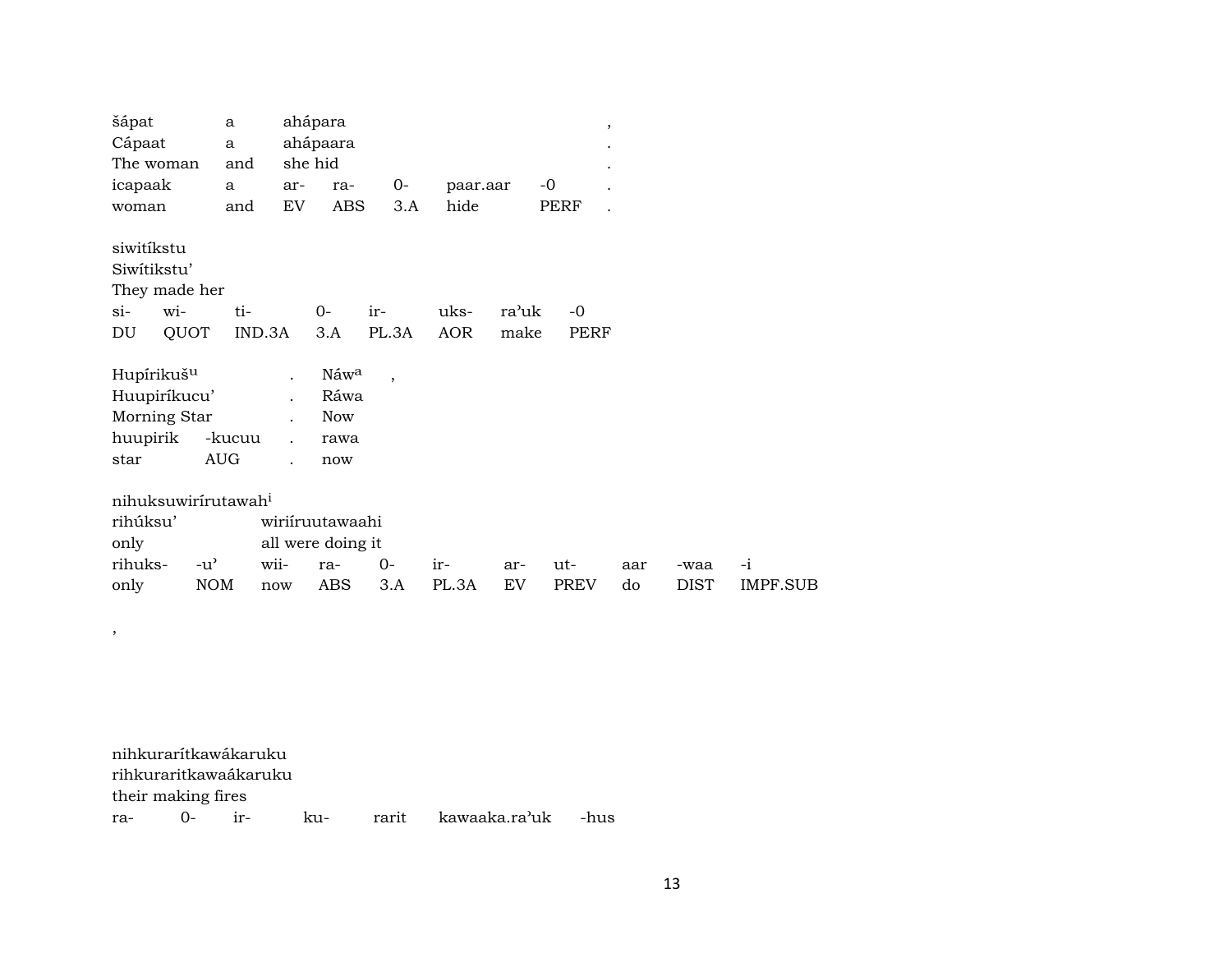| šápat | a | ahápara | | | | , |
|---|---|---|---|---|---|---|
| Cápaat | a | ahápaara | | | | . |
| The woman | and | she hid | | | | . |
| icapaak | a | ar- | ra- | 0- | paar.aar | -0 . |
| woman | and | EV | ABS | 3.A | hide | PERF . |

| siwitíkstu | | | | | | | |
|---|---|---|---|---|---|---|---|
| Siwítikstu' | | | | | | | |
| They made her | | | | | | | |
| si- | wi- | ti- | 0- | ir- | uks- | ra'uk | -0 |
| DU | QUOT | IND.3A | 3.A | PL.3A | AOR | make | PERF |

| Hupírikuš^u | | . | Náw^a | , |
|---|---|---|---|---|
| Huupiríkucu' | | . | Ráwa | |
| Morning Star | | . | Now | |
| huupirik | -kucuu | . | rawa | |
| star | AUG | . | now | |

| nihuksuwirírutawah^i | | | | | | | | | | |
|---|---|---|---|---|---|---|---|---|---|---|
| rihúksu' | | wiriíruutawaahi | | | | | | | | |
| only | | all were doing it | | | | | | | | |
| rihuks- | -u' | wii- | ra- | 0- | ir- | ar- | ut- | aar | -waa | -i |
| only | NOM | now | ABS | 3.A | PL.3A | EV | PREV | do | DIST | IMPF.SUB |

,

| nihkurarítkawákaruku | | | | | | |
|---|---|---|---|---|---|---|
| rihkuraritkawaákaruku | | | | | | |
| their making fires | | | | | | |
| ra- | 0- | ir- | ku- | rarit | kawaaka.ra'uk | -hus |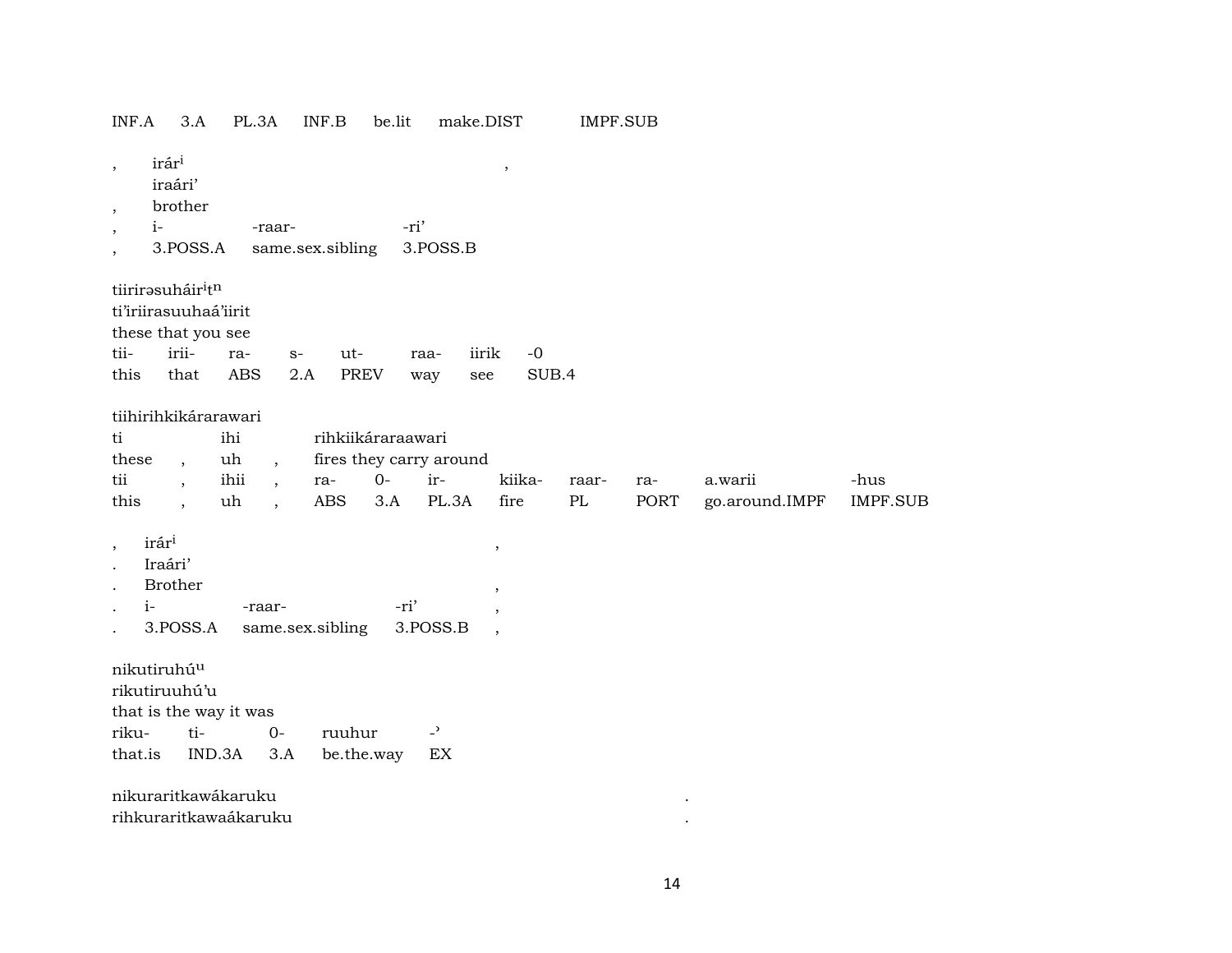INF.A 3.A PL.3A INF.B be.lit make.DIST IMPF.SUB

| , | irár$^{i}$ | | | , |
|---|---|---|---|---|
| | iraári' | | | |
| , | brother | | | |
| , | i- | -raar- | -ri' | |
| , | 3.POSS.A | same.sex.sibling | 3.POSS.B | |

tiirirəsuháir$^{i}$t$^{n}$
ti'iriirasuuhaá'iirit
these that you see

| tii- | irii- | ra- | s- | ut- | raa- | iirik | -0 |
|---|---|---|---|---|---|---|---|
| this | that | ABS | 2.A | PREV | way | see | SUB.4 |

tiihirihkikárarawari

| ti | | ihi | | rihkiikáraraawari | | | | | | |
|---|---|---|---|---|---|---|---|---|---|---|
| these | , | uh | , | fires they carry around | | | | | | |
| tii | , | ihii | , | ra- | 0- | ir- | kiika- | raar- | ra- | a.warii | -hus |
| this | , | uh | , | ABS | 3.A | PL.3A | fire | PL | PORT | go.around.IMPF | IMPF.SUB |

| , | irár$^{i}$ | | | , |
|---|---|---|---|---|
| . | Iraári' | | | |
| . | Brother | | | , |
| . | i- | -raar- | -ri' | , |
| . | 3.POSS.A | same.sex.sibling | 3.POSS.B | , |

nikutiruhú$^{u}$
rikutiruuhú'u
that is the way it was

| riku- | ti- | 0- | ruuhur | -ʾ |
|---|---|---|---|---|
| that.is | IND.3A | 3.A | be.the.way | EX |

nikuraritkawákaruku .
rihkuraritkawaákaruku .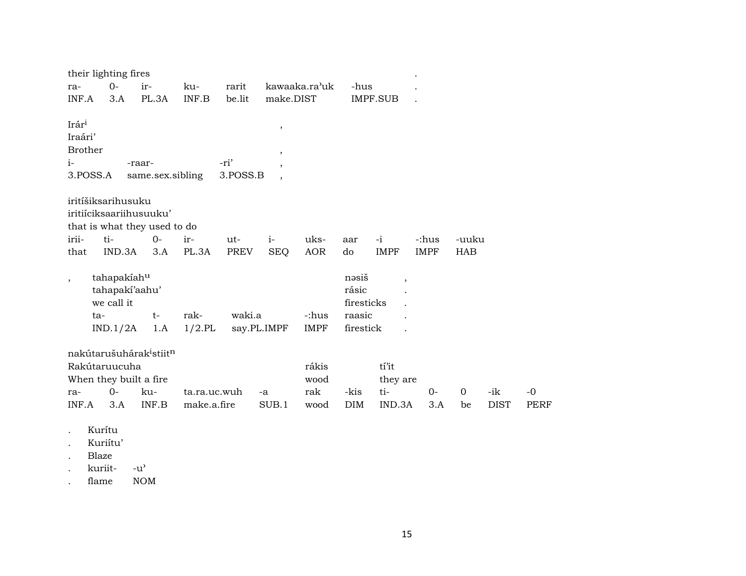| their lighting fires | | | | | | | . |
|---|---|---|---|---|---|---|---|
| ra- | 0- | ir- | ku- | rarit | kawaaka.ra'uk | -hus | . |
| INF.A | 3.A | PL.3A | INF.B | be.lit | make.DIST | IMPF.SUB | . |

| Irár[i] | | | , |
|---|---|---|---|
| Iraári' | | | |
| Brother | | | , |
| i- | -raar- | -ri' | , |
| 3.POSS.A | same.sex.sibling | 3.POSS.B | , |

| iritíšiksarihusuku | | | | | | | | | | |
|---|---|---|---|---|---|---|---|---|---|---|
| iritiíciksaariihusuuku' | | | | | | | | | | |
| that is what they used to do | | | | | | | | | | |
| irii- | ti- | 0- | ir- | ut- | i- | uks- | aar | -i | -:hus | -uuku |
| that | IND.3A | 3.A | PL.3A | PREV | SEQ | AOR | do | IMPF | IMPF | HAB |

| , | tahapakíah[u] | | | | nəsiš | , |
|---|---|---|---|---|---|---|
| | tahapakí'aahu' | | | | rásic | . |
| | we call it | | | | firesticks | . |
| | ta- | t- | rak- | waki.a | -:hus | raasic | . |
| | IND.1/2A | 1.A | 1/2.PL | say.PL.IMPF | IMPF | firestick | . |

| nakútarušuhárak[i]stiit[n] | | | | | | | | | | | |
|---|---|---|---|---|---|---|---|---|---|---|---|
| Rakútaruucuha | | | | | rákis | | tí'it | | | | |
| When they built a fire | | | | | wood | | they are | | | | |
| ra- | 0- | ku- | ta.ra.uc.wuh | -a | rak | -kis | ti- | 0- | 0 | -ik | -0 |
| INF.A | 3.A | INF.B | make.a.fire | SUB.1 | wood | DIM | IND.3A | 3.A | be | DIST | PERF |

| . | Kurítu | |
|---|---|---|
| . | Kuriítu' | |
| . | Blaze | |
| . | kuriit- | -u' |
| . | flame | NOM |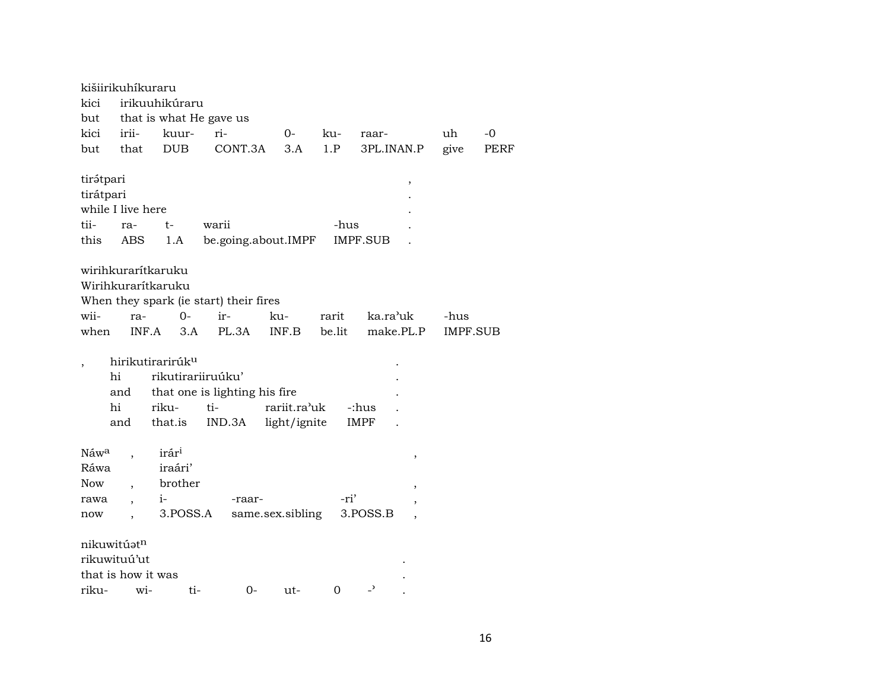kišiirikuhíkuraru
kici irikuuhikúraru
but that is what He gave us

| kici | irii- | kuur- | ri- | 0- | ku- | raar- | uh | -0 |
|---|---|---|---|---|---|---|---|---|
| but | that | DUB | CONT.3A | 3.A | 1.P | 3PL.INAN.P | give | PERF |

tirǝ́tpari ,
tirátpari .
while I live here .

| tii- | ra- | t- | warii | -hus | . |
|---|---|---|---|---|---|
| this | ABS | 1.A | be.going.about.IMPF | IMPF.SUB | . |

wirihkuraríkaruku
Wirihkurarítkaruku
When they spark (ie start) their fires

| wii- | ra- | 0- | ir- | ku- | rarit | ka.ra'uk | -hus |
|---|---|---|---|---|---|---|---|
| when | INF.A | 3.A | PL.3A | INF.B | be.lit | make.PL.P | IMPF.SUB |

, hirikutirarirúk^u .
hi rikutirariiruúku' .
and that one is lighting his fire .

| hi | riku- | ti- | rariit.ra'uk | -:hus | . |
|---|---|---|---|---|---|
| and | that.is | IND.3A | light/ignite | IMPF | . |

Náw^a , irár^i ,
Ráwa iraári'
Now , brother ,

| rawa | , | i- | -raar- | -ri' | , |
|---|---|---|---|---|---|
| now | , | 3.POSS.A | same.sex.sibling | 3.POSS.B | , |

nikuwitúǝt^n
rikuwituú'ut .
that is how it was .

| riku- | wi- | ti- | 0- | ut- | 0 | -' | . |
|---|---|---|---|---|---|---|---|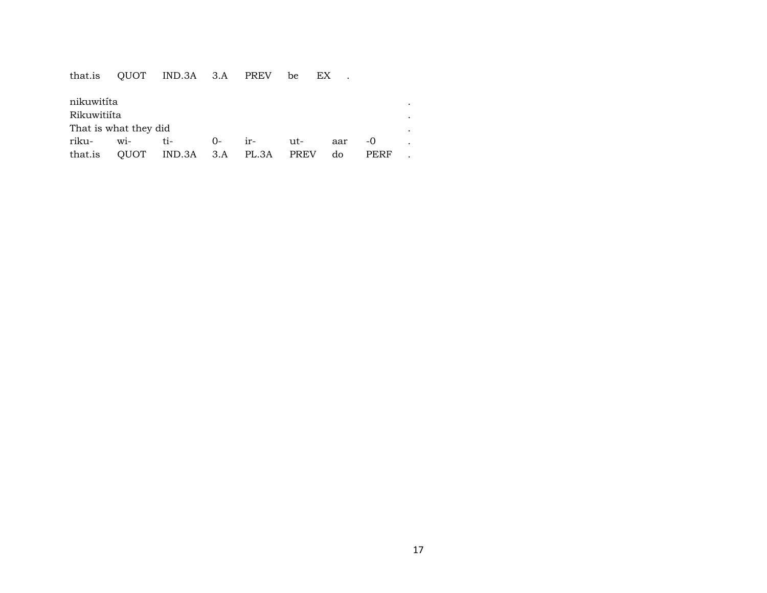| | | | | | | | |
|---|---|---|---|---|---|---|---|
| that.is | QUOT | IND.3A | 3.A | PREV | be | EX | . |

nikuwitíta .
Rikuwitiíta .
That is what they did .

| | | | | | | | | |
|---|---|---|---|---|---|---|---|---|
| riku- | wi- | ti- | 0- | ir- | ut- | aar | -0 | . |
| that.is | QUOT | IND.3A | 3.A | PL.3A | PREV | do | PERF | . |